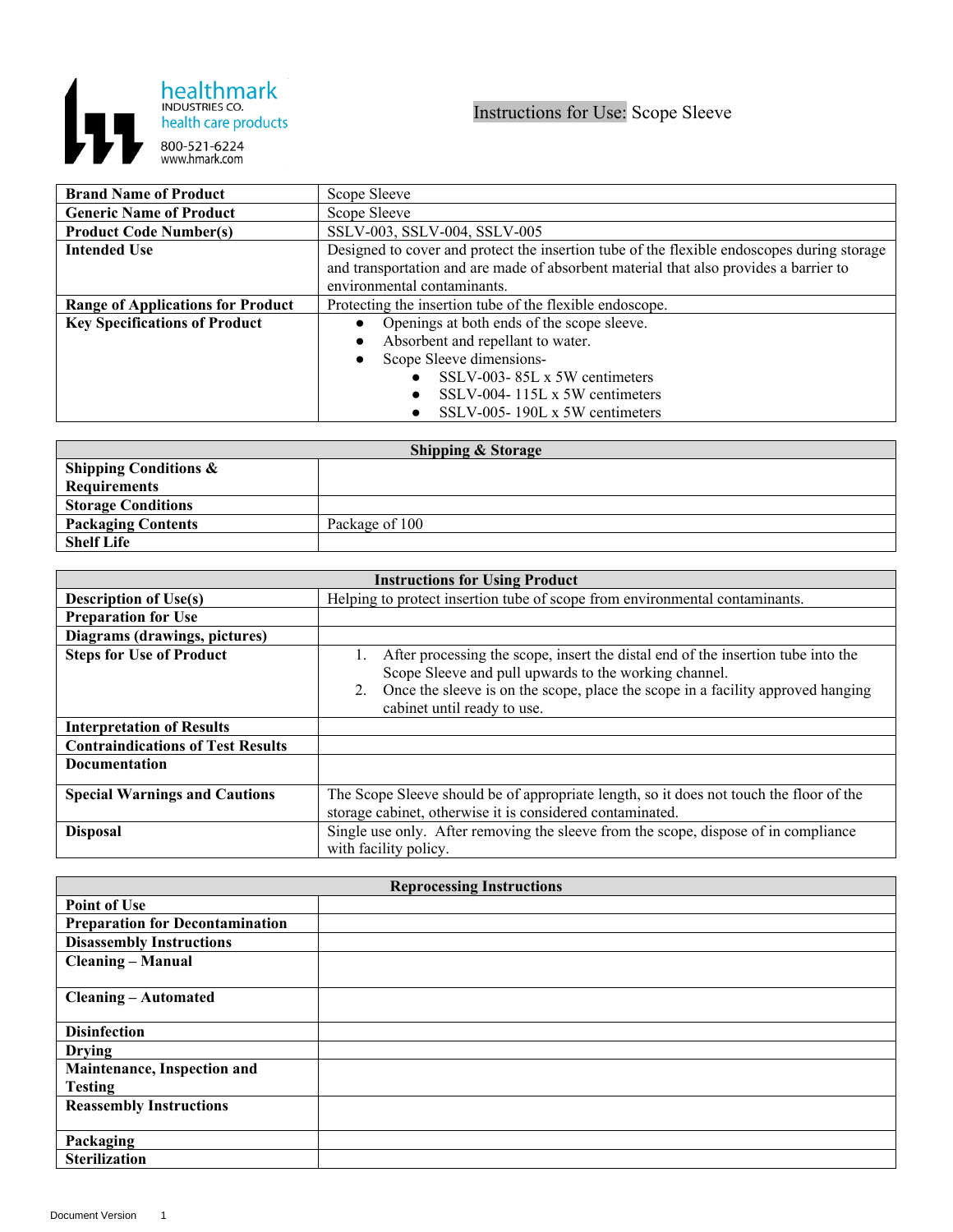healthmark
INDUSTRIES CO.
health care products
800-521-6224
www.hmark.com

# Instructions for Use: Scope Sleeve

| | |
|---|---|
| **Brand Name of Product** | Scope Sleeve |
| **Generic Name of Product** | Scope Sleeve |
| **Product Code Number(s)** | SSLV-003, SSLV-004, SSLV-005 |
| **Intended Use** | Designed to cover and protect the insertion tube of the flexible endoscopes during storage and transportation and are made of absorbent material that also provides a barrier to environmental contaminants. |
| **Range of Applications for Product** | Protecting the insertion tube of the flexible endoscope. |
| **Key Specifications of Product** | • Openings at both ends of the scope sleeve.<br>• Absorbent and repellant to water.<br>• Scope Sleeve dimensions-<br>&nbsp;&nbsp;&nbsp;&nbsp;• SSLV-003- 85L x 5W centimeters<br>&nbsp;&nbsp;&nbsp;&nbsp;• SSLV-004- 115L x 5W centimeters<br>&nbsp;&nbsp;&nbsp;&nbsp;• SSLV-005- 190L x 5W centimeters |

| **Shipping & Storage** | |
|---|---|
| **Shipping Conditions & Requirements** | |
| **Storage Conditions** | |
| **Packaging Contents** | Package of 100 |
| **Shelf Life** | |

| **Instructions for Using Product** | |
|---|---|
| **Description of Use(s)** | Helping to protect insertion tube of scope from environmental contaminants. |
| **Preparation for Use** | |
| **Diagrams (drawings, pictures)** | |
| **Steps for Use of Product** | 1. After processing the scope, insert the distal end of the insertion tube into the Scope Sleeve and pull upwards to the working channel.<br>2. Once the sleeve is on the scope, place the scope in a facility approved hanging cabinet until ready to use. |
| **Interpretation of Results** | |
| **Contraindications of Test Results** | |
| **Documentation** | |
| **Special Warnings and Cautions** | The Scope Sleeve should be of appropriate length, so it does not touch the floor of the storage cabinet, otherwise it is considered contaminated. |
| **Disposal** | Single use only. After removing the sleeve from the scope, dispose of in compliance with facility policy. |

| **Reprocessing Instructions** | |
|---|---|
| **Point of Use** | |
| **Preparation for Decontamination** | |
| **Disassembly Instructions** | |
| **Cleaning – Manual** | |
| **Cleaning – Automated** | |
| **Disinfection** | |
| **Drying** | |
| **Maintenance, Inspection and Testing** | |
| **Reassembly Instructions** | |
| **Packaging** | |
| **Sterilization** | |

Document Version 1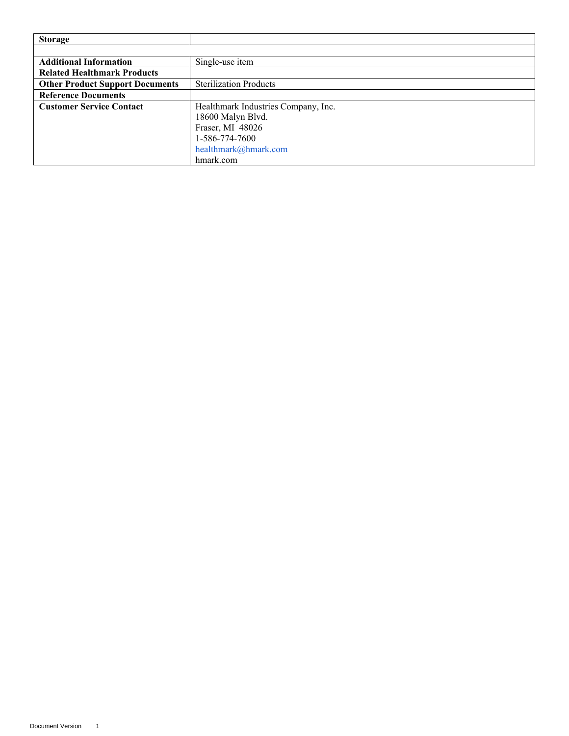| | |
|---|---|
| **Storage** | |
| | |
| **Additional Information** | Single-use item |
| **Related Healthmark Products** | |
| **Other Product Support Documents** | Sterilization Products |
| **Reference Documents** | |
| **Customer Service Contact** | Healthmark Industries Company, Inc.<br>18600 Malyn Blvd.<br>Fraser, MI 48026<br>1-586-774-7600<br>healthmark@hmark.com<br>hmark.com |

Document Version 1